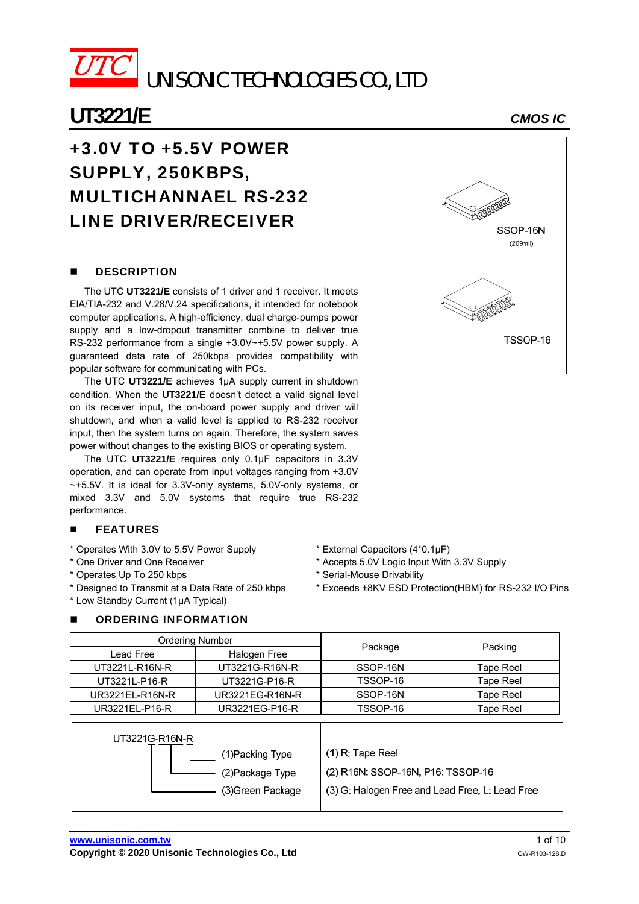UTC UNISONIC TECHNOLOGIES CO., LTD

# UT3221/E

*CMOS IC*

## +3.0V TO +5.5V POWER SUPPLY, 250KBPS, MULTICHANNAEL RS-232 LINE DRIVER/RECEIVER

SSOP-16N (209mil)

TSSOP-16

## DESCRIPTION

The UTC **UT3221/E** consists of 1 driver and 1 receiver. It meets EIA/TIA-232 and V.28/V.24 specifications, it intended for notebook computer applications. A high-efficiency, dual charge-pumps power supply and a low-dropout transmitter combine to deliver true RS-232 performance from a single +3.0V~+5.5V power supply. A guaranteed data rate of 250kbps provides compatibility with popular software for communicating with PCs.

The UTC **UT3221/E** achieves 1μA supply current in shutdown condition. When the **UT3221/E** doesn't detect a valid signal level on its receiver input, the on-board power supply and driver will shutdown, and when a valid level is applied to RS-232 receiver input, then the system turns on again. Therefore, the system saves power without changes to the existing BIOS or operating system.

The UTC **UT3221/E** requires only 0.1μF capacitors in 3.3V operation, and can operate from input voltages ranging from +3.0V ~+5.5V. It is ideal for 3.3V-only systems, 5.0V-only systems, or mixed 3.3V and 5.0V systems that require true RS-232 performance.

## FEATURES

* Operates With 3.0V to 5.5V Power Supply
* One Driver and One Receiver
* Operates Up To 250 kbps
* Designed to Transmit at a Data Rate of 250 kbps
* Low Standby Current (1μA Typical)
* External Capacitors (4*0.1μF)
* Accepts 5.0V Logic Input With 3.3V Supply
* Serial-Mouse Drivability
* Exceeds ±8KV ESD Protection(HBM) for RS-232 I/O Pins

## ORDERING INFORMATION

| Ordering Number | | Package | Packing |
|---|---|---|---|
| Lead Free | Halogen Free | | |
| UT3221L-R16N-R | UT3221G-R16N-R | SSOP-16N | Tape Reel |
| UT3221L-P16-R | UT3221G-P16-R | TSSOP-16 | Tape Reel |
| UR3221EL-R16N-R | UR3221EG-R16N-R | SSOP-16N | Tape Reel |
| UR3221EL-P16-R | UR3221EG-P16-R | TSSOP-16 | Tape Reel |

| UT3221G-R16N-R | |
|---|---|
| (1)Packing Type | (1) R: Tape Reel |
| (2)Package Type | (2) R16N: SSOP-16N, P16: TSSOP-16 |
| (3)Green Package | (3) G: Halogen Free and Lead Free, L: Lead Free |

www.unisonic.com.tw

Copyright © 2020 Unisonic Technologies Co., Ltd

QW-R103-128.D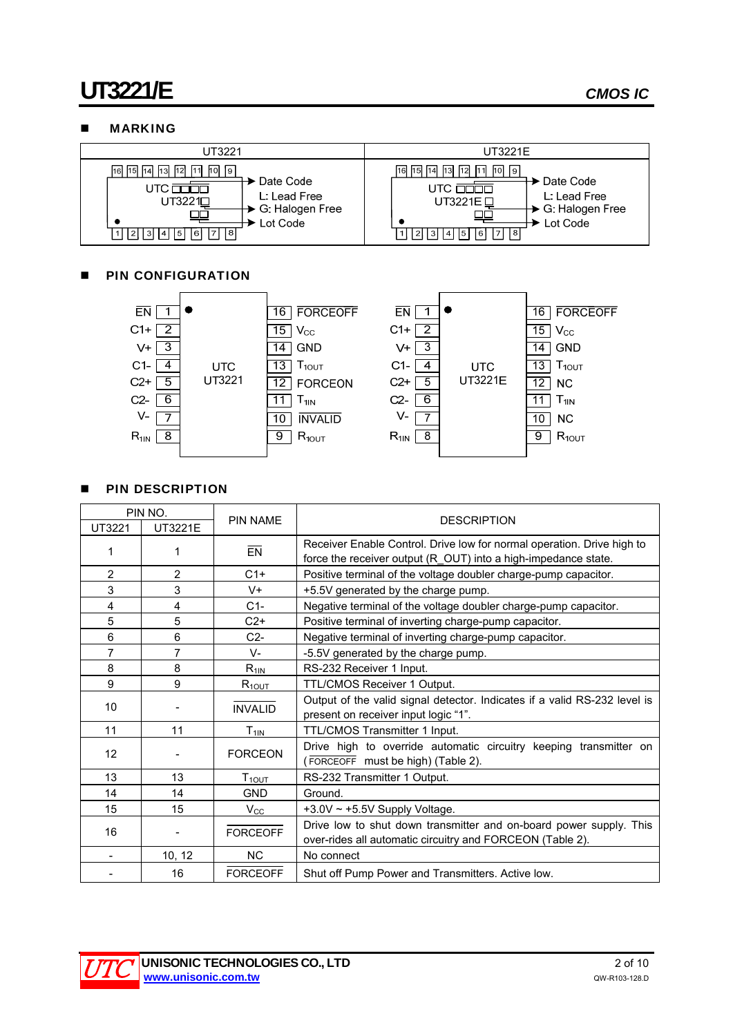## ■ MARKING

| UT3221 | UT3221E |
|---|---|
| UTC □□□□ / UT3221□ / □□ — Date Code; L: Lead Free, G: Halogen Free; Lot Code | UTC □□□□ / UT3221E □ / □□ — Date Code; L: Lead Free, G: Halogen Free; Lot Code |

## ■ PIN CONFIGURATION

**UTC UT3221**

| Pin | Name | Pin | Name |
|---|---|---|---|
| 1 | EN | 16 | FORCEOFF |
| 2 | C1+ | 15 | $V_{CC}$ |
| 3 | V+ | 14 | GND |
| 4 | C1- | 13 | $T_{1OUT}$ |
| 5 | C2+ | 12 | FORCEON |
| 6 | C2- | 11 | $T_{1IN}$ |
| 7 | V- | 10 | INVALID |
| 8 | $R_{1IN}$ | 9 | $R_{1OUT}$ |

**UTC UT3221E**

| Pin | Name | Pin | Name |
|---|---|---|---|
| 1 | EN | 16 | FORCEOFF |
| 2 | C1+ | 15 | $V_{CC}$ |
| 3 | V+ | 14 | GND |
| 4 | C1- | 13 | $T_{1OUT}$ |
| 5 | C2+ | 12 | NC |
| 6 | C2- | 11 | $T_{1IN}$ |
| 7 | V- | 10 | NC |
| 8 | $R_{1IN}$ | 9 | $R_{1OUT}$ |

## ■ PIN DESCRIPTION

| PIN NO. | | PIN NAME | DESCRIPTION |
|---|---|---|---|
| UT3221 | UT3221E | | |
| 1 | 1 | EN | Receiver Enable Control. Drive low for normal operation. Drive high to force the receiver output (R_OUT) into a high-impedance state. |
| 2 | 2 | C1+ | Positive terminal of the voltage doubler charge-pump capacitor. |
| 3 | 3 | V+ | +5.5V generated by the charge pump. |
| 4 | 4 | C1- | Negative terminal of the voltage doubler charge-pump capacitor. |
| 5 | 5 | C2+ | Positive terminal of inverting charge-pump capacitor. |
| 6 | 6 | C2- | Negative terminal of inverting charge-pump capacitor. |
| 7 | 7 | V- | -5.5V generated by the charge pump. |
| 8 | 8 | $R_{1IN}$ | RS-232 Receiver 1 Input. |
| 9 | 9 | $R_{1OUT}$ | TTL/CMOS Receiver 1 Output. |
| 10 | - | INVALID | Output of the valid signal detector. Indicates if a valid RS-232 level is present on receiver input logic "1". |
| 11 | 11 | $T_{1IN}$ | TTL/CMOS Transmitter 1 Input. |
| 12 | - | FORCEON | Drive high to override automatic circuitry keeping transmitter on (FORCEOFF must be high) (Table 2). |
| 13 | 13 | $T_{1OUT}$ | RS-232 Transmitter 1 Output. |
| 14 | 14 | GND | Ground. |
| 15 | 15 | $V_{CC}$ | +3.0V ~ +5.5V Supply Voltage. |
| 16 | - | FORCEOFF | Drive low to shut down transmitter and on-board power supply. This over-rides all automatic circuitry and FORCEON (Table 2). |
| - | 10, 12 | NC | No connect |
| - | 16 | FORCEOFF | Shut off Pump Power and Transmitters. Active low. |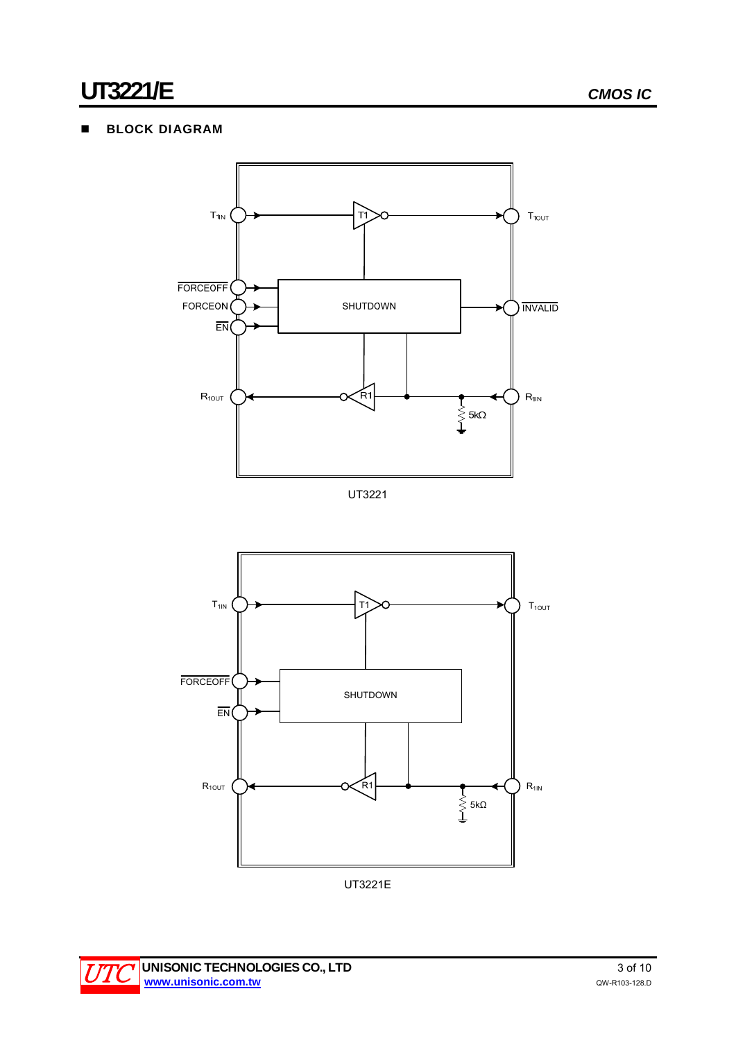## BLOCK DIAGRAM

$T_{1IN}$ T1 $T_{1OUT}$

$\overline{FORCEOFF}$ FORCEON $\overline{EN}$ SHUTDOWN $\overline{INVALID}$

$R_{1OUT}$ R1 $R_{1IN}$ 5kΩ

UT3221

$T_{1IN}$ T1 $T_{1OUT}$

$\overline{FORCEOFF}$ $\overline{EN}$ SHUTDOWN

$R_{1OUT}$ R1 $R_{1IN}$ 5kΩ

UT3221E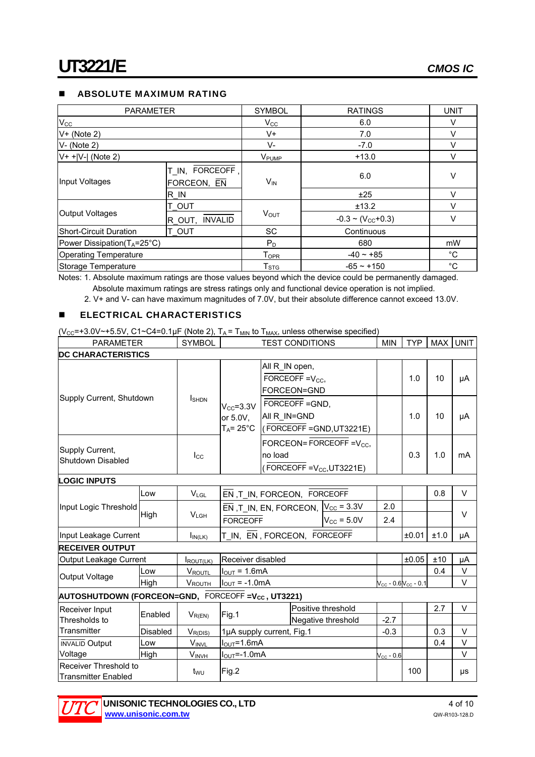## ABSOLUTE MAXIMUM RATING

| PARAMETER | | SYMBOL | RATINGS | UNIT |
|---|---|---|---|---|
| $V_{CC}$ | | $V_{CC}$ | 6.0 | V |
| V+ (Note 2) | | V+ | 7.0 | V |
| V- (Note 2) | | V- | -7.0 | V |
| V+ +\|V-\| (Note 2) | | $V_{PUMP}$ | +13.0 | V |
| Input Voltages | T_IN, $\overline{\text{FORCEOFF}}$, FORCEON, $\overline{\text{EN}}$ | $V_{IN}$ | 6.0 | V |
| | R_IN | | ±25 | V |
| Output Voltages | T_OUT | $V_{OUT}$ | ±13.2 | V |
| | R_OUT, $\overline{\text{INVALID}}$ | | -0.3 ~ ($V_{CC}$+0.3) | V |
| Short-Circuit Duration | T_OUT | SC | Continuous | |
| Power Dissipation($T_A$=25°C) | | $P_D$ | 680 | mW |
| Operating Temperature | | $T_{OPR}$ | -40 ~ +85 | °C |
| Storage Temperature | | $T_{STG}$ | -65 ~ +150 | °C |

Notes: 1. Absolute maximum ratings are those values beyond which the device could be permanently damaged. Absolute maximum ratings are stress ratings only and functional device operation is not implied.
2. V+ and V- can have maximum magnitudes of 7.0V, but their absolute difference cannot exceed 13.0V.

## ELECTRICAL CHARACTERISTICS

($V_{CC}$=+3.0V~+5.5V, C1~C4=0.1μF (Note 2), $T_A$ = $T_{MIN}$ to $T_{MAX}$, unless otherwise specified)

| PARAMETER | | SYMBOL | TEST CONDITIONS | | MIN | TYP | MAX | UNIT |
|---|---|---|---|---|---|---|---|---|
| **DC CHARACTERISTICS** | | | | | | | | |
| Supply Current, Shutdown | | $I_{SHDN}$ | $V_{CC}$=3.3V or 5.0V, $T_A$= 25°C | All R_IN open, $\overline{\text{FORCEOFF}}$ =$V_{CC}$, FORCEON=GND | | 1.0 | 10 | μA |
| | | | | $\overline{\text{FORCEOFF}}$ =GND, All R_IN=GND ($\overline{\text{FORCEOFF}}$ =GND,UT3221E) | | 1.0 | 10 | μA |
| Supply Current, Shutdown Disabled | | $I_{CC}$ | | FORCEON= $\overline{\text{FORCEOFF}}$ =$V_{CC}$, no load ($\overline{\text{FORCEOFF}}$ =$V_{CC}$,UT3221E) | | 0.3 | 1.0 | mA |
| **LOGIC INPUTS** | | | | | | | | |
| Input Logic Threshold | Low | $V_{LGL}$ | $\overline{\text{EN}}$ ,T_IN, FORCEON, $\overline{\text{FORCEOFF}}$ | | | | 0.8 | V |
| | High | $V_{LGH}$ | $\overline{\text{EN}}$ ,T_IN, EN, FORCEON, $\overline{\text{FORCEOFF}}$ | $V_{CC}$ = 3.3V | 2.0 | | | V |
| | | | | $V_{CC}$ = 5.0V | 2.4 | | | |
| Input Leakage Current | | $I_{IN(LK)}$ | T_IN, $\overline{\text{EN}}$ , FORCEON, $\overline{\text{FORCEOFF}}$ | | | ±0.01 | ±1.0 | μA |
| **RECEIVER OUTPUT** | | | | | | | | |
| Output Leakage Current | | $I_{ROUT(LK)}$ | Receiver disabled | | | ±0.05 | ±10 | μA |
| Output Voltage | Low | $V_{ROUTL}$ | $I_{OUT}$ = 1.6mA | | | | 0.4 | V |
| | High | $V_{ROUTH}$ | $I_{OUT}$ = -1.0mA | | $V_{CC}$ - 0.6 | $V_{CC}$ - 0.1 | | V |
| **AUTOSHUTDOWN (FORCEON=GND, $\overline{\text{FORCEOFF}}$ =$V_{CC}$ , UT3221)** | | | | | | | | |
| Receiver Input Thresholds to Transmitter | Enabled | $V_{R(EN)}$ | Fig.1 | Positive threshold | | | 2.7 | V |
| | | | | Negative threshold | -2.7 | | | |
| | Disabled | $V_{R(DIS)}$ | 1μA supply current, Fig.1 | | -0.3 | | 0.3 | V |
| $\overline{\text{INVALID}}$ Output Voltage | Low | $V_{INVL}$ | $I_{OUT}$=1.6mA | | | | 0.4 | V |
| | High | $V_{INVH}$ | $I_{OUT}$=-1.0mA | | $V_{CC}$ - 0.6 | | | V |
| Receiver Threshold to Transmitter Enabled | | $t_{WU}$ | Fig.2 | | | 100 | | μs |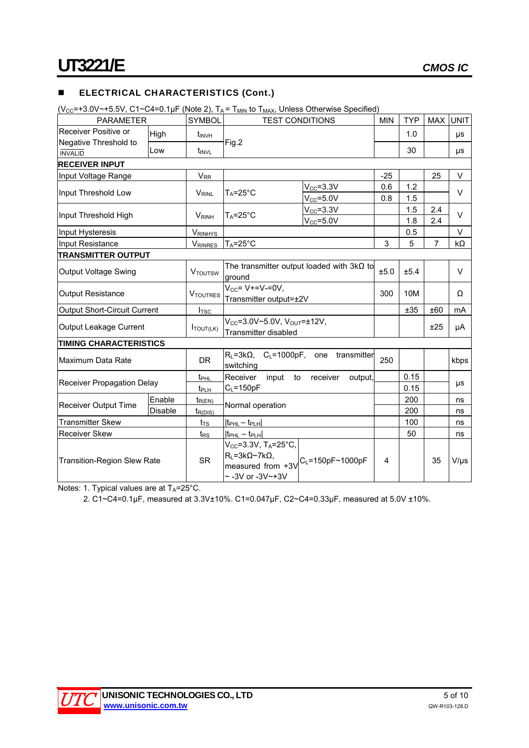## ELECTRICAL CHARACTERISTICS (Cont.)

($V_{CC}$=+3.0V~+5.5V, C1~C4=0.1µF (Note 2), $T_A$ = $T_{MIN}$ to $T_{MAX}$, Unless Otherwise Specified)

| PARAMETER | | SYMBOL | TEST CONDITIONS | | MIN | TYP | MAX | UNIT |
|---|---|---|---|---|---|---|---|---|
| Receiver Positive or Negative Threshold to INVALID | High | $t_{INVH}$ | Fig.2 | | | 1.0 | | µs |
| | Low | $t_{INVL}$ | | | | 30 | | µs |
| **RECEIVER INPUT** | | | | | | | | |
| Input Voltage Range | | $V_{RR}$ | | | -25 | | 25 | V |
| Input Threshold Low | | $V_{RINL}$ | $T_A$=25°C | $V_{CC}$=3.3V | 0.6 | 1.2 | | V |
| | | | | $V_{CC}$=5.0V | 0.8 | 1.5 | | |
| Input Threshold High | | $V_{RINH}$ | $T_A$=25°C | $V_{CC}$=3.3V | | 1.5 | 2.4 | V |
| | | | | $V_{CC}$=5.0V | | 1.8 | 2.4 | |
| Input Hysteresis | | $V_{RINHYS}$ | | | | 0.5 | | V |
| Input Resistance | | $V_{RINRES}$ | $T_A$=25°C | | 3 | 5 | 7 | kΩ |
| **TRANSMITTER OUTPUT** | | | | | | | | |
| Output Voltage Swing | | $V_{TOUTSW}$ | The transmitter output loaded with 3kΩ to ground | | ±5.0 | ±5.4 | | V |
| Output Resistance | | $V_{TOUTRES}$ | $V_{CC}$= V+=V-=0V, Transmitter output=±2V | | 300 | 10M | | Ω |
| Output Short-Circuit Current | | $I_{TSC}$ | | | | ±35 | ±60 | mA |
| Output Leakage Current | | $I_{TOUT(LK)}$ | $V_{CC}$=3.0V~5.0V, $V_{OUT}$=±12V, Transmitter disabled | | | | ±25 | µA |
| **TIMING CHARACTERISTICS** | | | | | | | | |
| Maximum Data Rate | | DR | $R_L$=3kΩ, $C_L$=1000pF, one transmitter switching | | 250 | | | kbps |
| Receiver Propagation Delay | | $t_{PHL}$ | Receiver input to receiver output, $C_L$=150pF | | | 0.15 | | µs |
| | | $t_{PLH}$ | | | | 0.15 | | |
| Receiver Output Time | Enable | $t_{R(EN)}$ | Normal operation | | | 200 | | ns |
| | Disable | $t_{R(DIS)}$ | | | | 200 | | ns |
| Transmitter Skew | | $t_{TS}$ | $\|t_{PHL} - t_{PLH}\|$ | | | 100 | | ns |
| Receiver Skew | | $t_{RS}$ | $\|t_{PHL} - t_{PLH}\|$ | | | 50 | | ns |
| Transition-Region Slew Rate | | SR | $V_{CC}$=3.3V, $T_A$=25°C, $R_L$=3kΩ~7kΩ, measured from +3V ~ -3V or -3V~+3V | $C_L$=150pF~1000pF | 4 | | 35 | V/µs |

Notes: 1. Typical values are at $T_A$=25°C.

2. C1~C4=0.1µF, measured at 3.3V±10%. C1=0.047µF, C2~C4=0.33µF, measured at 5.0V ±10%.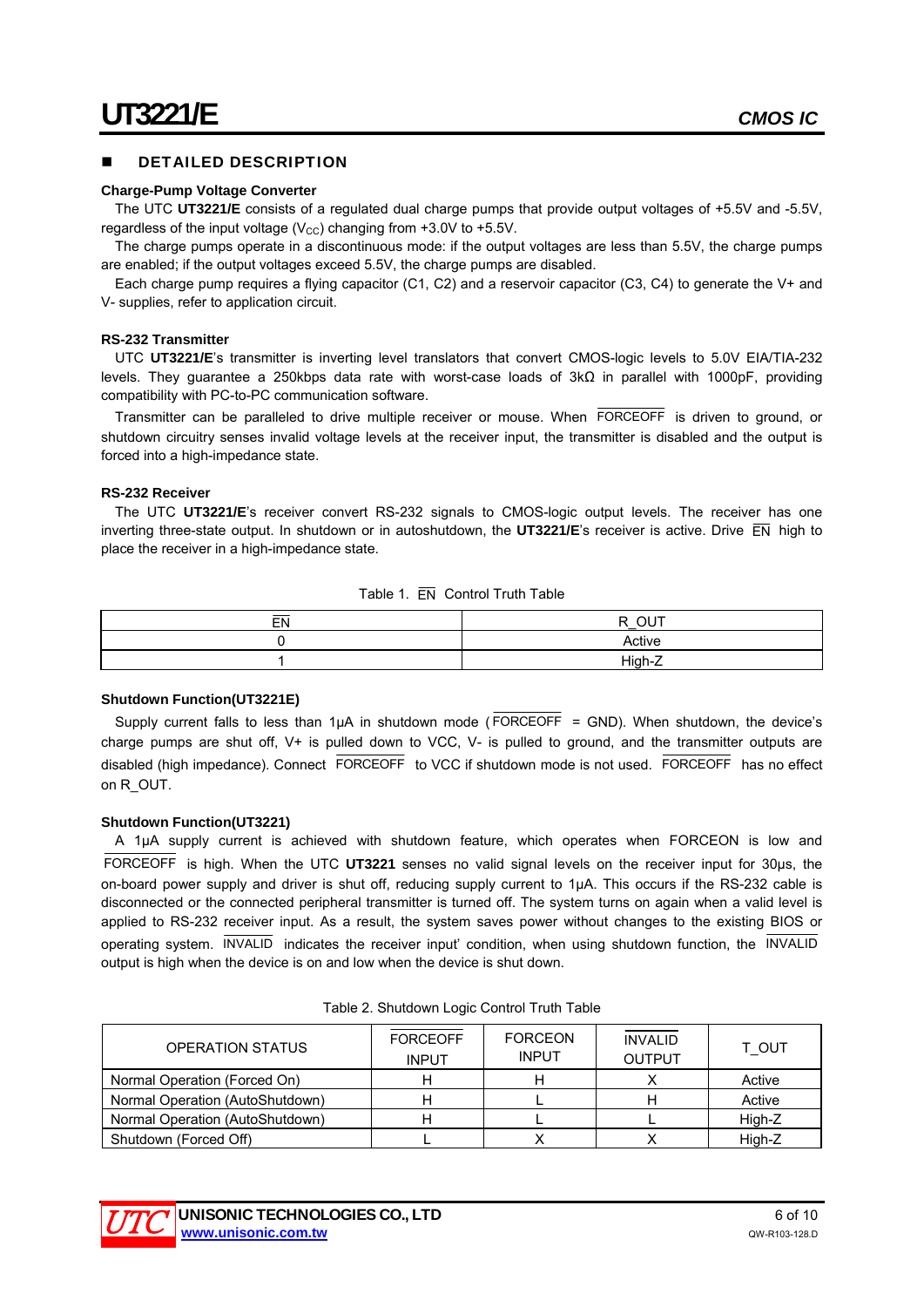## DETAILED DESCRIPTION

**Charge-Pump Voltage Converter**

The UTC **UT3221/E** consists of a regulated dual charge pumps that provide output voltages of +5.5V and -5.5V, regardless of the input voltage ($V_{CC}$) changing from +3.0V to +5.5V.

The charge pumps operate in a discontinuous mode: if the output voltages are less than 5.5V, the charge pumps are enabled; if the output voltages exceed 5.5V, the charge pumps are disabled.

Each charge pump requires a flying capacitor (C1, C2) and a reservoir capacitor (C3, C4) to generate the V+ and V- supplies, refer to application circuit.

**RS-232 Transmitter**

UTC **UT3221/E**'s transmitter is inverting level translators that convert CMOS-logic levels to 5.0V EIA/TIA-232 levels. They guarantee a 250kbps data rate with worst-case loads of 3kΩ in parallel with 1000pF, providing compatibility with PC-to-PC communication software.

Transmitter can be paralleled to drive multiple receiver or mouse. When $\overline{\text{FORCEOFF}}$ is driven to ground, or shutdown circuitry senses invalid voltage levels at the receiver input, the transmitter is disabled and the output is forced into a high-impedance state.

**RS-232 Receiver**

The UTC **UT3221/E**'s receiver convert RS-232 signals to CMOS-logic output levels. The receiver has one inverting three-state output. In shutdown or in autoshutdown, the **UT3221/E**'s receiver is active. Drive $\overline{\text{EN}}$ high to place the receiver in a high-impedance state.

Table 1. $\overline{\text{EN}}$ Control Truth Table

| $\overline{\text{EN}}$ | R_OUT |
|---|---|
| 0 | Active |
| 1 | High-Z |

**Shutdown Function(UT3221E)**

Supply current falls to less than 1μA in shutdown mode ($\overline{\text{FORCEOFF}}$ = GND). When shutdown, the device's charge pumps are shut off, V+ is pulled down to VCC, V- is pulled to ground, and the transmitter outputs are disabled (high impedance). Connect $\overline{\text{FORCEOFF}}$ to VCC if shutdown mode is not used. $\overline{\text{FORCEOFF}}$ has no effect on R_OUT.

**Shutdown Function(UT3221)**

A 1μA supply current is achieved with shutdown feature, which operates when FORCEON is low and $\overline{\text{FORCEOFF}}$ is high. When the UTC **UT3221** senses no valid signal levels on the receiver input for 30μs, the on-board power supply and driver is shut off, reducing supply current to 1μA. This occurs if the RS-232 cable is disconnected or the connected peripheral transmitter is turned off. The system turns on again when a valid level is applied to RS-232 receiver input. As a result, the system saves power without changes to the existing BIOS or operating system. $\overline{\text{INVALID}}$ indicates the receiver input' condition, when using shutdown function, the $\overline{\text{INVALID}}$ output is high when the device is on and low when the device is shut down.

Table 2. Shutdown Logic Control Truth Table

| OPERATION STATUS | $\overline{\text{FORCEOFF}}$ INPUT | FORCEON INPUT | $\overline{\text{INVALID}}$ OUTPUT | T_OUT |
|---|---|---|---|---|
| Normal Operation (Forced On) | H | H | X | Active |
| Normal Operation (AutoShutdown) | H | L | H | Active |
| Normal Operation (AutoShutdown) | H | L | L | High-Z |
| Shutdown (Forced Off) | L | X | X | High-Z |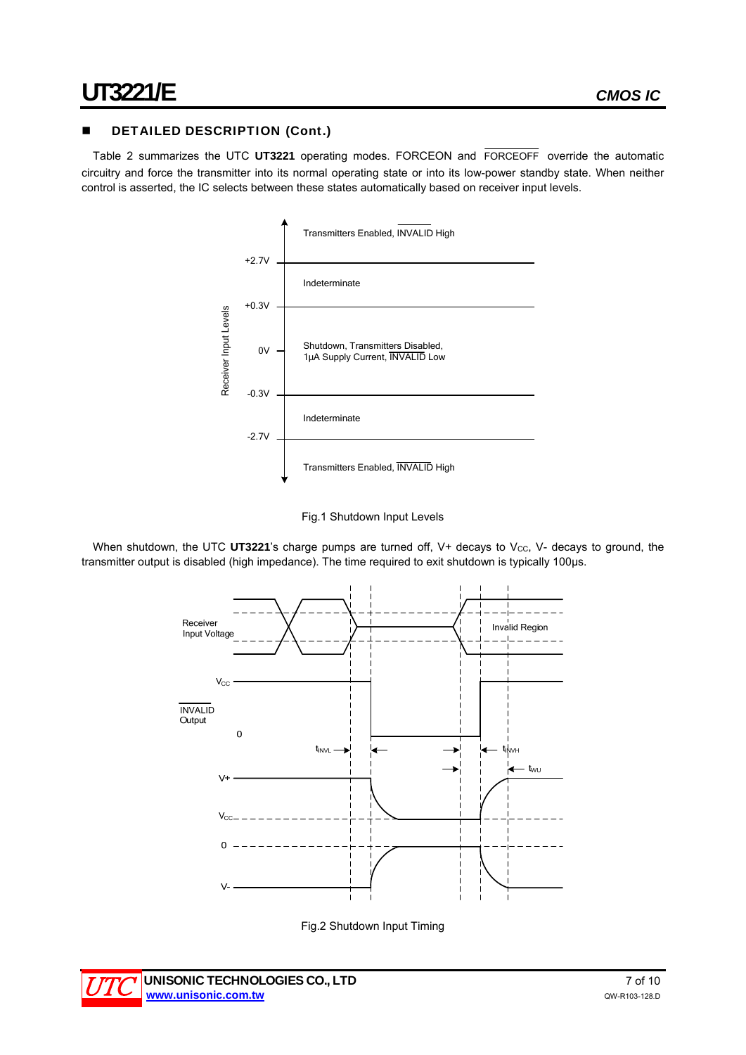## DETAILED DESCRIPTION (Cont.)

Table 2 summarizes the UTC **UT3221** operating modes. FORCEON and $\overline{\text{FORCEOFF}}$ override the automatic circuitry and force the transmitter into its normal operating state or into its low-power standby state. When neither control is asserted, the IC selects between these states automatically based on receiver input levels.

| Receiver Input Levels | State |
|---|---|
| above +2.7V | Transmitters Enabled, $\overline{\text{INVALID}}$ High |
| +0.3V to +2.7V | Indeterminate |
| -0.3V to +0.3V (around 0V) | Shutdown, Transmitters Disabled, 1µA Supply Current, $\overline{\text{INVALID}}$ Low |
| -2.7V to -0.3V | Indeterminate |
| below -2.7V | Transmitters Enabled, $\overline{\text{INVALID}}$ High |

Fig.1 Shutdown Input Levels

When shutdown, the UTC **UT3221**'s charge pumps are turned off, V+ decays to $V_{CC}$, V- decays to ground, the transmitter output is disabled (high impedance). The time required to exit shutdown is typically 100µs.

Fig.2 Shutdown Input Timing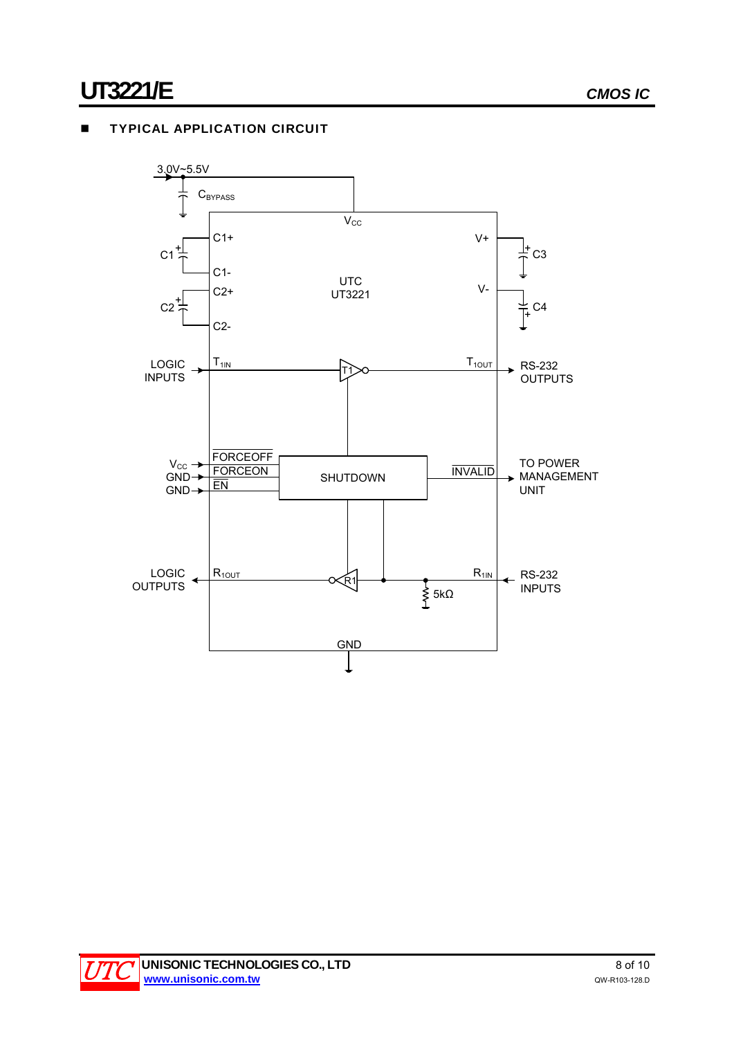## TYPICAL APPLICATION CIRCUIT

3.0V~5.5V

$C_{BYPASS}$

$V_{CC}$

C1+ C1 C1- C2+ C2 C2-

UTC UT3221

V+ C3 V- C4

LOGIC INPUTS $T_{1IN}$ T1 $T_{1OUT}$ RS-232 OUTPUTS

$V_{CC}$ → FORCEOFF
GND → FORCEON
GND → EN

SHUTDOWN

INVALID → TO POWER MANAGEMENT UNIT

LOGIC OUTPUTS $R_{1OUT}$ R1 $R_{1IN}$ RS-232 INPUTS

5kΩ

GND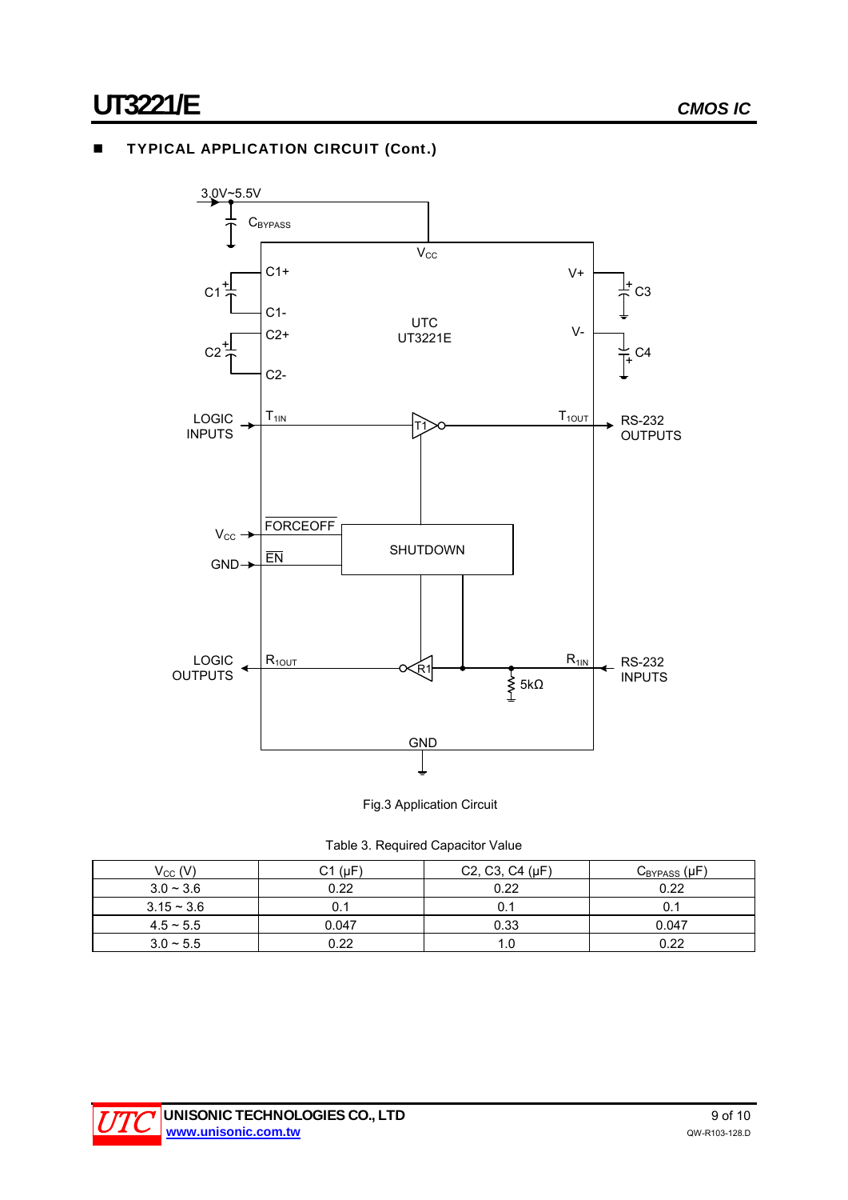## TYPICAL APPLICATION CIRCUIT (Cont.)

Fig.3 Application Circuit

Table 3. Required Capacitor Value

| $V_{CC}$ (V) | C1 (μF) | C2, C3, C4 (μF) | $C_{BYPASS}$ (μF) |
|---|---|---|---|
| 3.0 ~ 3.6 | 0.22 | 0.22 | 0.22 |
| 3.15 ~ 3.6 | 0.1 | 0.1 | 0.1 |
| 4.5 ~ 5.5 | 0.047 | 0.33 | 0.047 |
| 3.0 ~ 5.5 | 0.22 | 1.0 | 0.22 |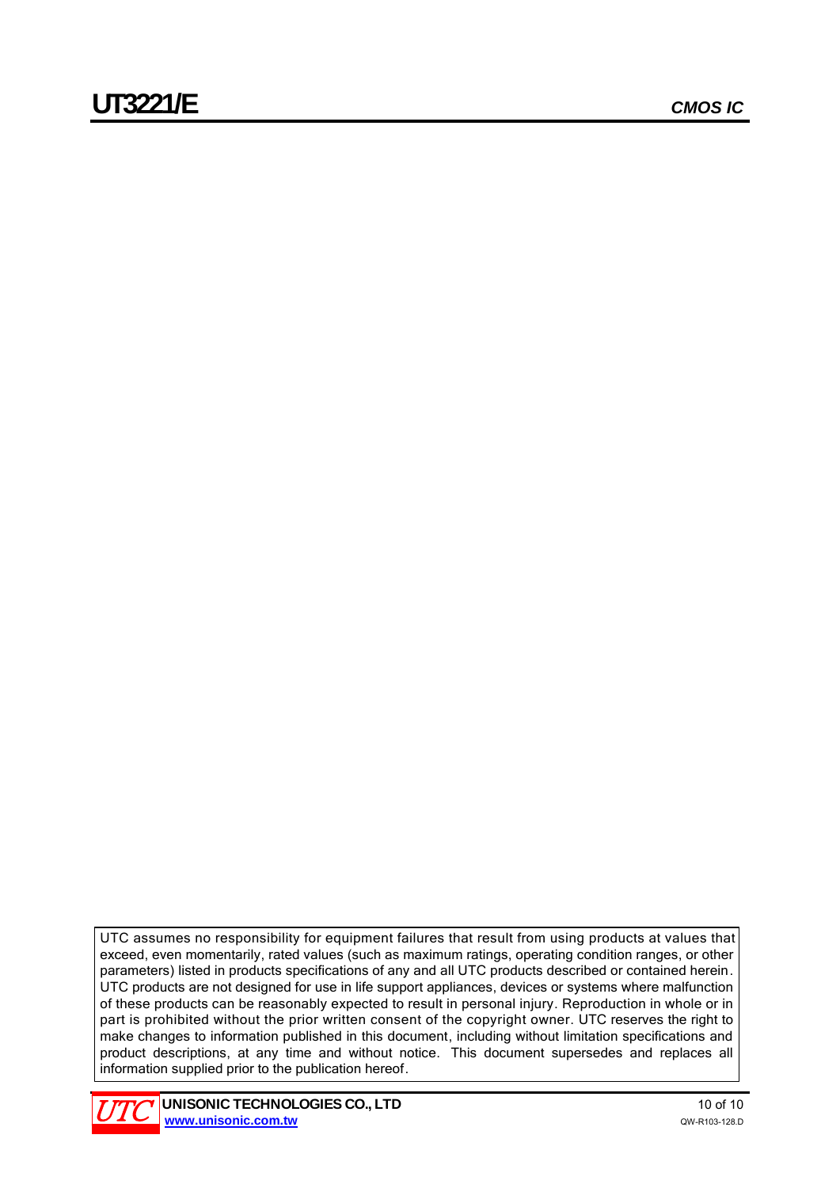UTC assumes no responsibility for equipment failures that result from using products at values that exceed, even momentarily, rated values (such as maximum ratings, operating condition ranges, or other parameters) listed in products specifications of any and all UTC products described or contained herein. UTC products are not designed for use in life support appliances, devices or systems where malfunction of these products can be reasonably expected to result in personal injury. Reproduction in whole or in part is prohibited without the prior written consent of the copyright owner. UTC reserves the right to make changes to information published in this document, including without limitation specifications and product descriptions, at any time and without notice. This document supersedes and replaces all information supplied prior to the publication hereof.